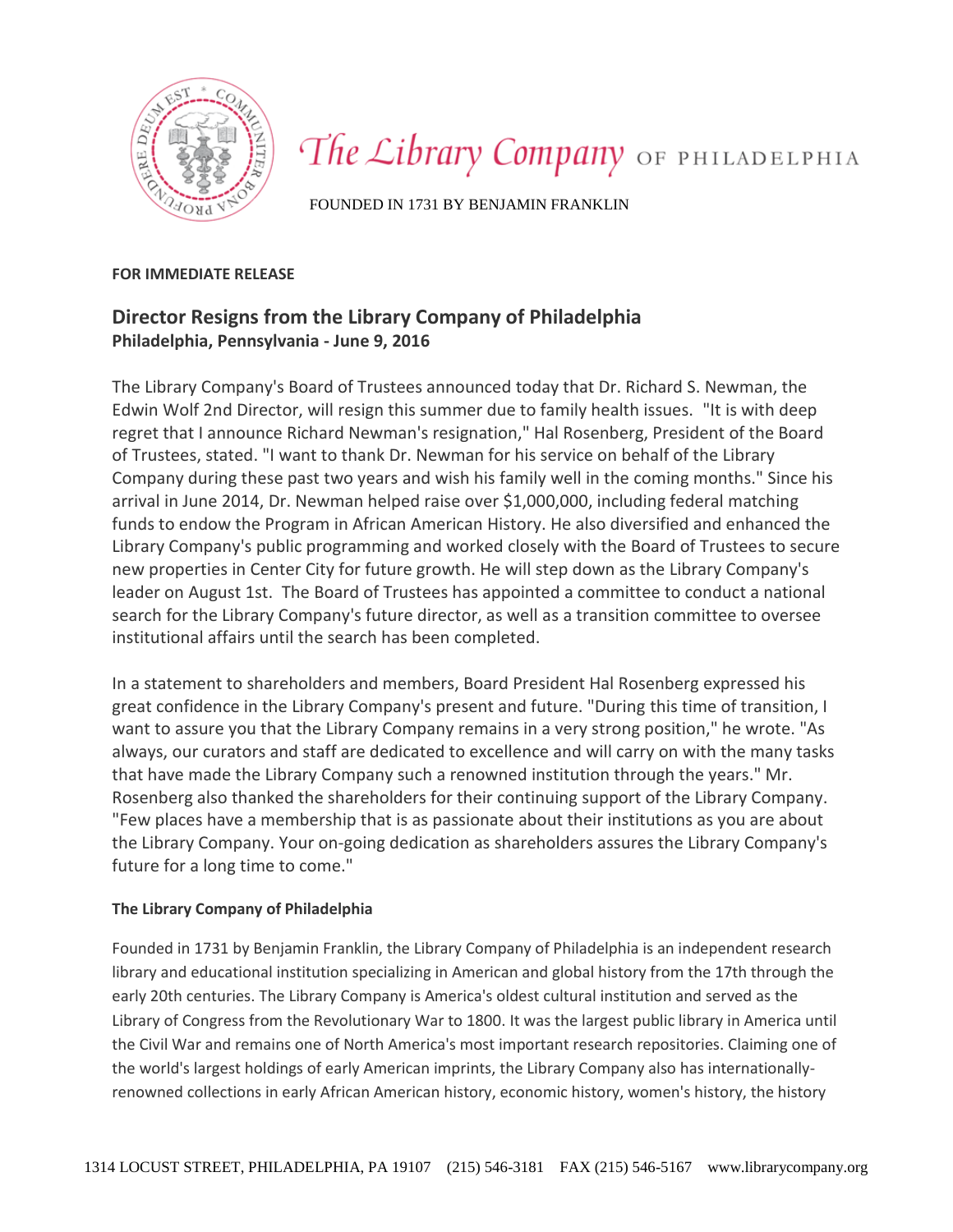# *The Library Company* OF PHILADELPHIA

FOUNDED IN 1731 BY BENJAMIN FRANKLIN

**FOR IMMEDIATE RELEASE**

## Director Resigns from the Library Company of Philadelphia

**Philadelphia, Pennsylvania - June 9, 2016**

The Library Company's Board of Trustees announced today that Dr. Richard S. Newman, the Edwin Wolf 2nd Director, will resign this summer due to family health issues. "It is with deep regret that I announce Richard Newman's resignation," Hal Rosenberg, President of the Board of Trustees, stated. "I want to thank Dr. Newman for his service on behalf of the Library Company during these past two years and wish his family well in the coming months." Since his arrival in June 2014, Dr. Newman helped raise over $1,000,000, including federal matching funds to endow the Program in African American History. He also diversified and enhanced the Library Company's public programming and worked closely with the Board of Trustees to secure new properties in Center City for future growth. He will step down as the Library Company's leader on August 1st. The Board of Trustees has appointed a committee to conduct a national search for the Library Company's future director, as well as a transition committee to oversee institutional affairs until the search has been completed.

In a statement to shareholders and members, Board President Hal Rosenberg expressed his great confidence in the Library Company's present and future. "During this time of transition, I want to assure you that the Library Company remains in a very strong position," he wrote. "As always, our curators and staff are dedicated to excellence and will carry on with the many tasks that have made the Library Company such a renowned institution through the years." Mr. Rosenberg also thanked the shareholders for their continuing support of the Library Company. "Few places have a membership that is as passionate about their institutions as you are about the Library Company. Your on-going dedication as shareholders assures the Library Company's future for a long time to come."

### The Library Company of Philadelphia

Founded in 1731 by Benjamin Franklin, the Library Company of Philadelphia is an independent research library and educational institution specializing in American and global history from the 17th through the early 20th centuries. The Library Company is America's oldest cultural institution and served as the Library of Congress from the Revolutionary War to 1800. It was the largest public library in America until the Civil War and remains one of North America's most important research repositories. Claiming one of the world's largest holdings of early American imprints, the Library Company also has internationally-renowned collections in early African American history, economic history, women's history, the history

1314 LOCUST STREET, PHILADELPHIA, PA 19107 (215) 546-3181 FAX (215) 546-5167 www.librarycompany.org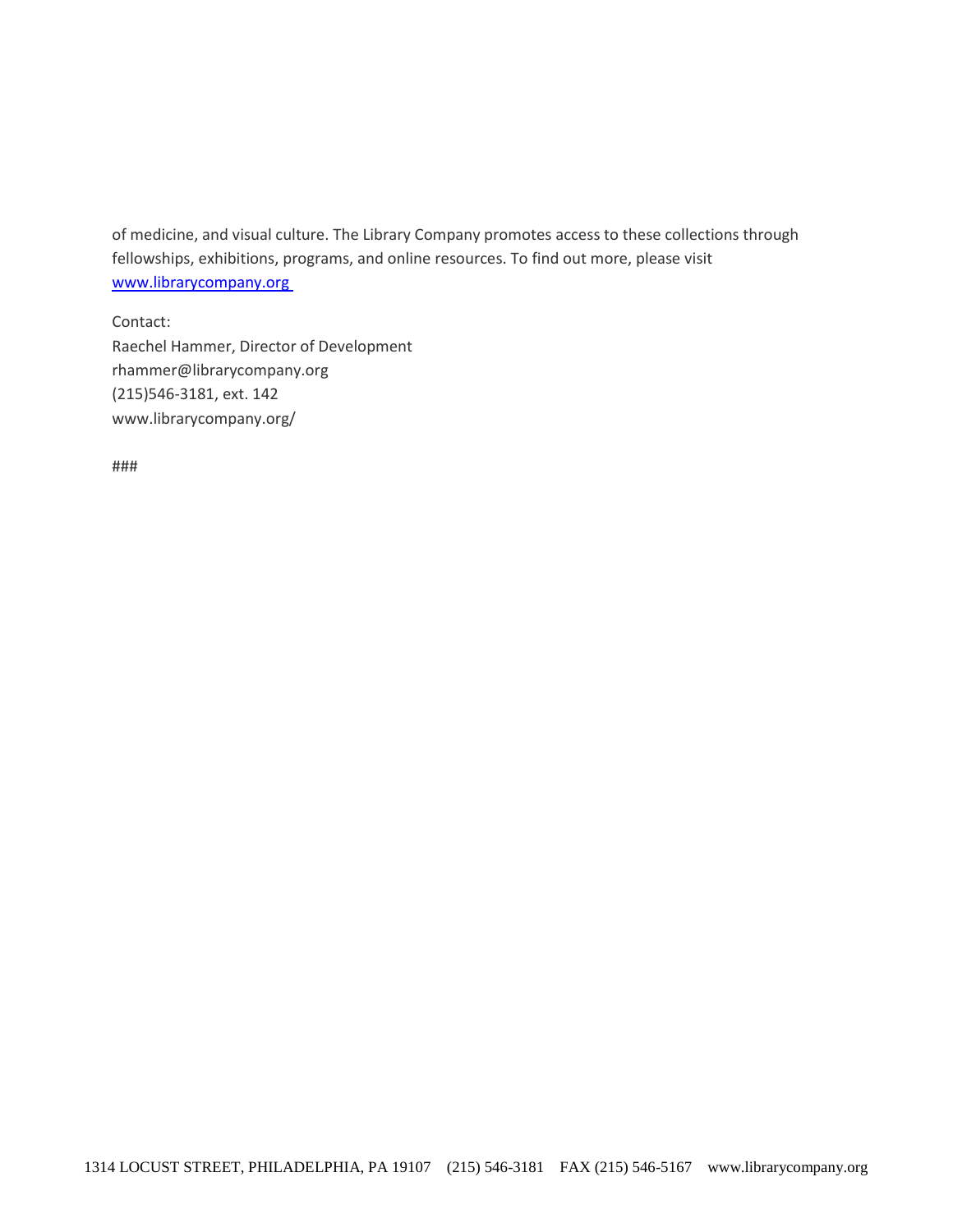of medicine, and visual culture. The Library Company promotes access to these collections through fellowships, exhibitions, programs, and online resources. To find out more, please visit [www.librarycompany.org](http://www.librarycompany.org)

Contact:
Raechel Hammer, Director of Development
rhammer@librarycompany.org
(215)546-3181, ext. 142
www.librarycompany.org/

###